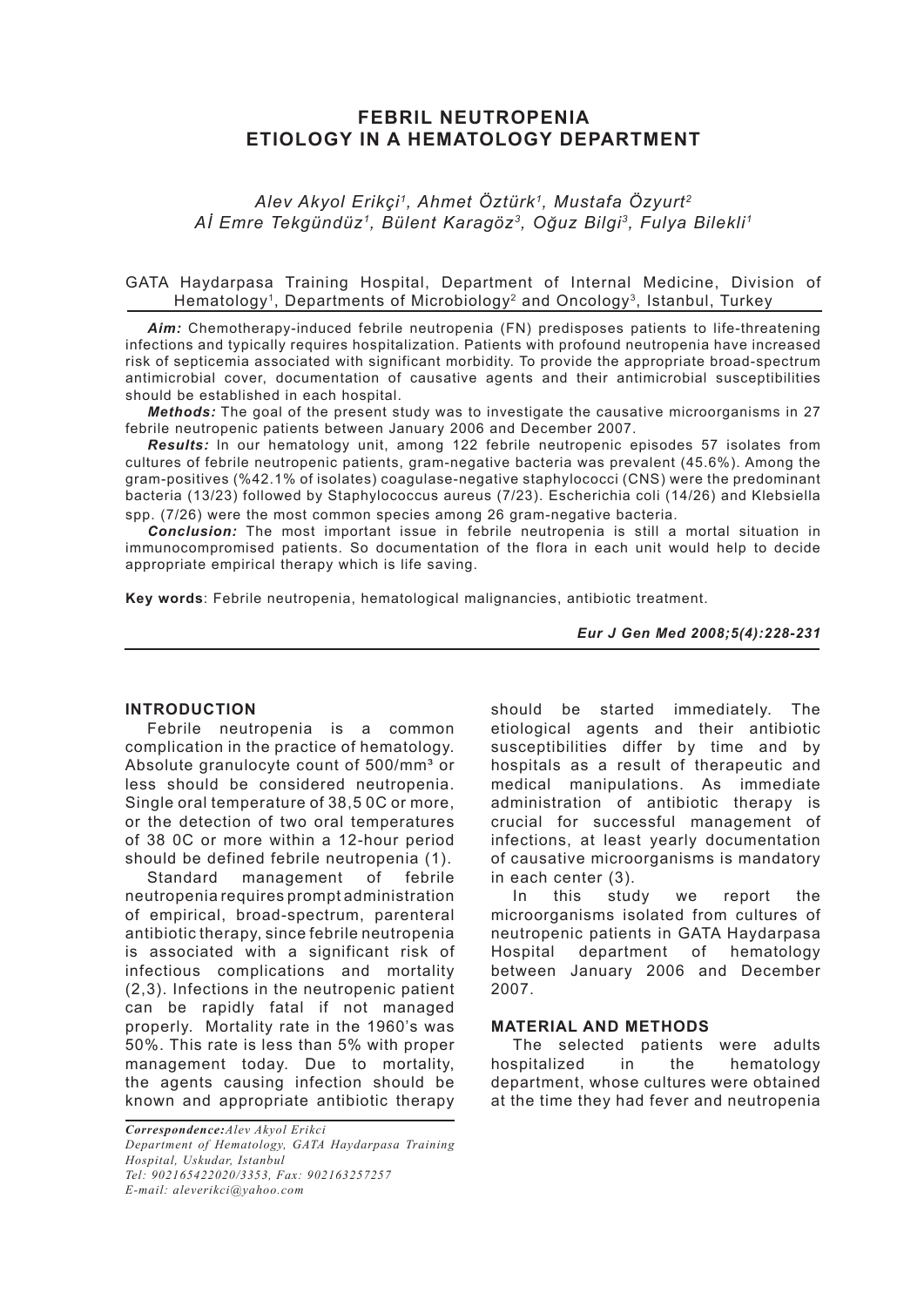# FEBRIL NEUTROPENIA ETIOLOGY IN A HEMATOLOGY DEPARTMENT

*Alev Akyol Erikçi[1], Ahmet Öztürk[1], Mustafa Özyurt[2]*
*Aİ Emre Tekgündüz[1], Bülent Karagöz[3], Oğuz Bilgi[3], Fulya Bilekli[1]*

GATA Haydarpasa Training Hospital, Department of Internal Medicine, Division of Hematology[1], Departments of Microbiology[2] and Oncology[3], Istanbul, Turkey

***Aim:*** Chemotherapy-induced febrile neutropenia (FN) predisposes patients to life-threatening infections and typically requires hospitalization. Patients with profound neutropenia have increased risk of septicemia associated with significant morbidity. To provide the appropriate broad-spectrum antimicrobial cover, documentation of causative agents and their antimicrobial susceptibilities should be established in each hospital.

***Methods:*** The goal of the present study was to investigate the causative microorganisms in 27 febrile neutropenic patients between January 2006 and December 2007.

***Results:*** In our hematology unit, among 122 febrile neutropenic episodes 57 isolates from cultures of febrile neutropenic patients, gram-negative bacteria was prevalent (45.6%). Among the gram-positives (%42.1% of isolates) coagulase-negative staphylococci (CNS) were the predominant bacteria (13/23) followed by Staphylococcus aureus (7/23). Escherichia coli (14/26) and Klebsiella spp. (7/26) were the most common species among 26 gram-negative bacteria.

***Conclusion:*** The most important issue in febrile neutropenia is still a mortal situation in immunocompromised patients. So documentation of the flora in each unit would help to decide appropriate empirical therapy which is life saving.

**Key words**: Febrile neutropenia, hematological malignancies, antibiotic treatment.

## INTRODUCTION

Febrile neutropenia is a common complication in the practice of hematology. Absolute granulocyte count of 500/mm³ or less should be considered neutropenia. Single oral temperature of 38,5 0C or more, or the detection of two oral temperatures of 38 0C or more within a 12-hour period should be defined febrile neutropenia (1).

Standard management of febrile neutropenia requires prompt administration of empirical, broad-spectrum, parenteral antibiotic therapy, since febrile neutropenia is associated with a significant risk of infectious complications and mortality (2,3). Infections in the neutropenic patient can be rapidly fatal if not managed properly. Mortality rate in the 1960's was 50%. This rate is less than 5% with proper management today. Due to mortality, the agents causing infection should be known and appropriate antibiotic therapy should be started immediately. The etiological agents and their antibiotic susceptibilities differ by time and by hospitals as a result of therapeutic and medical manipulations. As immediate administration of antibiotic therapy is crucial for successful management of infections, at least yearly documentation of causative microorganisms is mandatory in each center (3).

In this study we report the microorganisms isolated from cultures of neutropenic patients in GATA Haydarpasa Hospital department of hematology between January 2006 and December 2007.

## MATERIAL AND METHODS

The selected patients were adults hospitalized in the hematology department, whose cultures were obtained at the time they had fever and neutropenia

*Correspondence: Alev Akyol Erikci*
*Department of Hematology, GATA Haydarpasa Training Hospital, Uskudar, Istanbul*
*Tel: 902165422020/3353, Fax: 902163257257*
*E-mail: aleverikci@yahoo.com*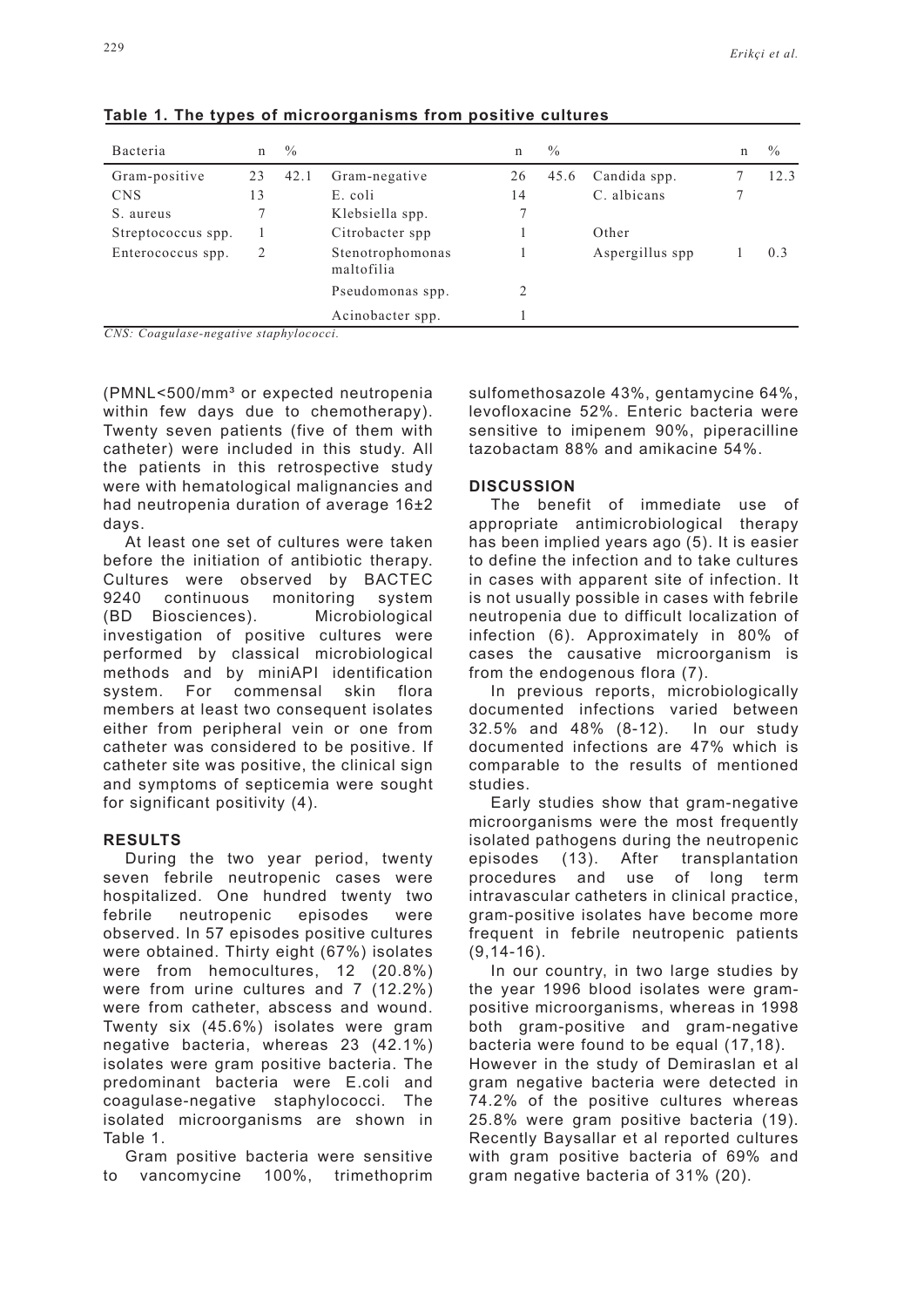**Table 1. The types of microorganisms from positive cultures**

| Bacteria | n | % | | n | % | | n | % |
|---|---|---|---|---|---|---|---|---|
| Gram-positive | 23 | 42.1 | Gram-negative | 26 | 45.6 | Candida spp. | 7 | 12.3 |
| CNS | 13 | | E. coli | 14 | | C. albicans | 7 | |
| S. aureus | 7 | | Klebsiella spp. | 7 | | | | |
| Streptococcus spp. | 1 | | Citrobacter spp | 1 | | Other | | |
| Enterococcus spp. | 2 | | Stenotrophomonas maltofilia | 1 | | Aspergillus spp | 1 | 0.3 |
| | | | Pseudomonas spp. | 2 | | | | |
| | | | Acinobacter spp. | 1 | | | | |

*CNS: Coagulase-negative staphylococci.*

(PMNL<500/mm³ or expected neutropenia within few days due to chemotherapy). Twenty seven patients (five of them with catheter) were included in this study. All the patients in this retrospective study were with hematological malignancies and had neutropenia duration of average 16±2 days.

At least one set of cultures were taken before the initiation of antibiotic therapy. Cultures were observed by BACTEC 9240 continuous monitoring system (BD Biosciences). Microbiological investigation of positive cultures were performed by classical microbiological methods and by miniAPI identification system. For commensal skin flora members at least two consequent isolates either from peripheral vein or one from catheter was considered to be positive. If catheter site was positive, the clinical sign and symptoms of septicemia were sought for significant positivity (4).

## RESULTS

During the two year period, twenty seven febrile neutropenic cases were hospitalized. One hundred twenty two febrile neutropenic episodes were observed. In 57 episodes positive cultures were obtained. Thirty eight (67%) isolates were from hemocultures, 12 (20.8%) were from urine cultures and 7 (12.2%) were from catheter, abscess and wound. Twenty six (45.6%) isolates were gram negative bacteria, whereas 23 (42.1%) isolates were gram positive bacteria. The predominant bacteria were E.coli and coagulase-negative staphylococci. The isolated microorganisms are shown in Table 1.

Gram positive bacteria were sensitive to vancomycine 100%, trimethoprim sulfomethosazole 43%, gentamycine 64%, levofloxacine 52%. Enteric bacteria were sensitive to imipenem 90%, piperacilline tazobactam 88% and amikacine 54%.

## DISCUSSION

The benefit of immediate use of appropriate antimicrobiological therapy has been implied years ago (5). It is easier to define the infection and to take cultures in cases with apparent site of infection. It is not usually possible in cases with febrile neutropenia due to difficult localization of infection (6). Approximately in 80% of cases the causative microorganism is from the endogenous flora (7).

In previous reports, microbiologically documented infections varied between 32.5% and 48% (8-12). In our study documented infections are 47% which is comparable to the results of mentioned studies.

Early studies show that gram-negative microorganisms were the most frequently isolated pathogens during the neutropenic episodes (13). After transplantation procedures and use of long term intravascular catheters in clinical practice, gram-positive isolates have become more frequent in febrile neutropenic patients (9,14-16).

In our country, in two large studies by the year 1996 blood isolates were gram-positive microorganisms, whereas in 1998 both gram-positive and gram-negative bacteria were found to be equal (17,18). However in the study of Demiraslan et al gram negative bacteria were detected in 74.2% of the positive cultures whereas 25.8% were gram positive bacteria (19). Recently Baysallar et al reported cultures with gram positive bacteria of 69% and gram negative bacteria of 31% (20).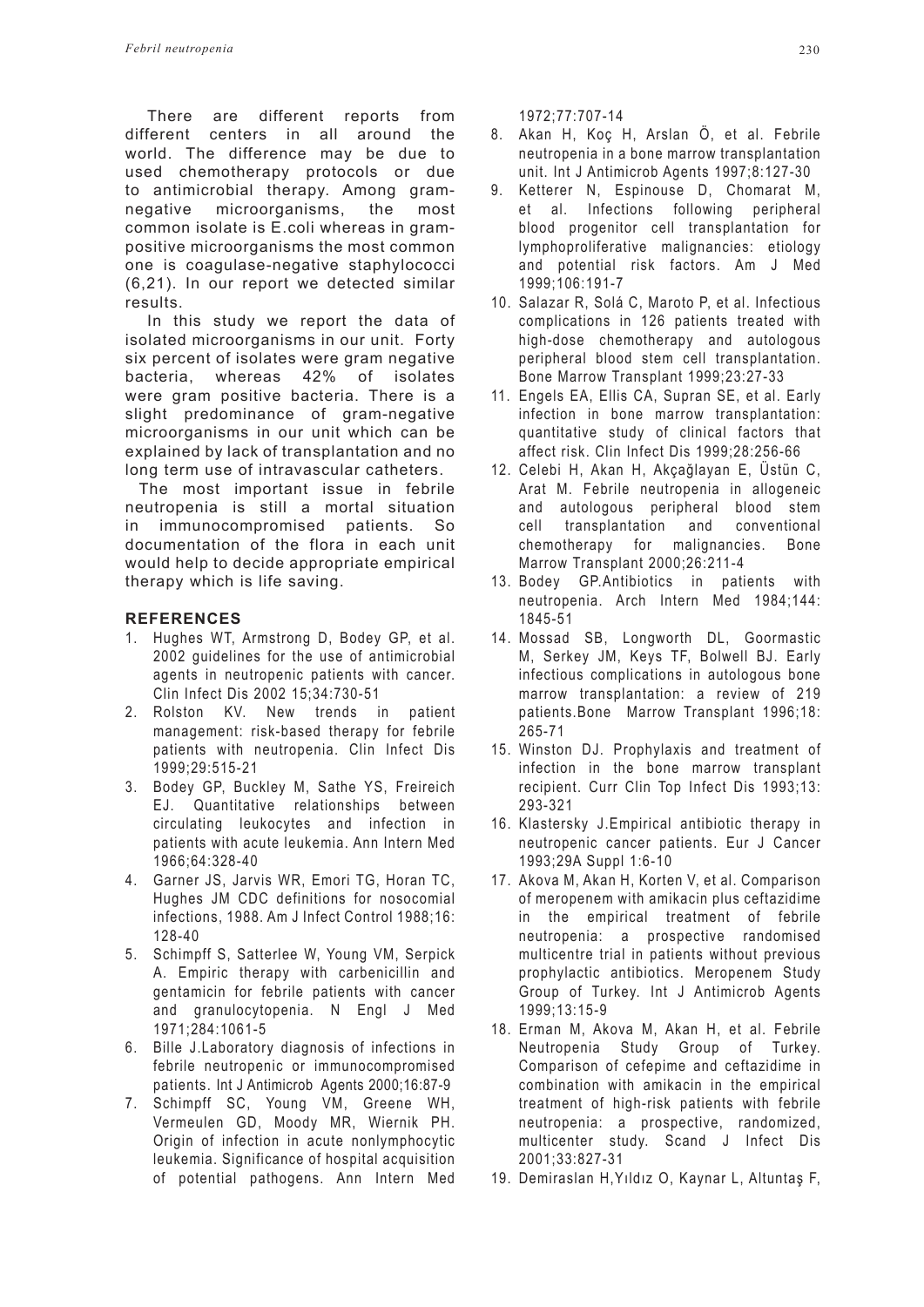There are different reports from different centers in all around the world. The difference may be due to used chemotherapy protocols or due to antimicrobial therapy. Among gram-negative microorganisms, the most common isolate is E.coli whereas in gram-positive microorganisms the most common one is coagulase-negative staphylococci (6,21). In our report we detected similar results.

In this study we report the data of isolated microorganisms in our unit. Forty six percent of isolates were gram negative bacteria, whereas 42% of isolates were gram positive bacteria. There is a slight predominance of gram-negative microorganisms in our unit which can be explained by lack of transplantation and no long term use of intravascular catheters.

The most important issue in febrile neutropenia is still a mortal situation in immunocompromised patients. So documentation of the flora in each unit would help to decide appropriate empirical therapy which is life saving.

## REFERENCES

1. Hughes WT, Armstrong D, Bodey GP, et al. 2002 guidelines for the use of antimicrobial agents in neutropenic patients with cancer. Clin Infect Dis 2002 15;34:730-51
2. Rolston KV. New trends in patient management: risk-based therapy for febrile patients with neutropenia. Clin Infect Dis 1999;29:515-21
3. Bodey GP, Buckley M, Sathe YS, Freireich EJ. Quantitative relationships between circulating leukocytes and infection in patients with acute leukemia. Ann Intern Med 1966;64:328-40
4. Garner JS, Jarvis WR, Emori TG, Horan TC, Hughes JM CDC definitions for nosocomial infections, 1988. Am J Infect Control 1988;16: 128-40
5. Schimpff S, Satterlee W, Young VM, Serpick A. Empiric therapy with carbenicillin and gentamicin for febrile patients with cancer and granulocytopenia. N Engl J Med 1971;284:1061-5
6. Bille J.Laboratory diagnosis of infections in febrile neutropenic or immunocompromised patients. Int J Antimicrob Agents 2000;16:87-9
7. Schimpff SC, Young VM, Greene WH, Vermeulen GD, Moody MR, Wiernik PH. Origin of infection in acute nonlymphocytic leukemia. Significance of hospital acquisition of potential pathogens. Ann Intern Med 1972;77:707-14
8. Akan H, Koç H, Arslan Ö, et al. Febrile neutropenia in a bone marrow transplantation unit. Int J Antimicrob Agents 1997;8:127-30
9. Ketterer N, Espinouse D, Chomarat M, et al. Infections following peripheral blood progenitor cell transplantation for lymphoproliferative malignancies: etiology and potential risk factors. Am J Med 1999;106:191-7
10. Salazar R, Solá C, Maroto P, et al. Infectious complications in 126 patients treated with high-dose chemotherapy and autologous peripheral blood stem cell transplantation. Bone Marrow Transplant 1999;23:27-33
11. Engels EA, Ellis CA, Supran SE, et al. Early infection in bone marrow transplantation: quantitative study of clinical factors that affect risk. Clin Infect Dis 1999;28:256-66
12. Celebi H, Akan H, Akçağlayan E, Üstün C, Arat M. Febrile neutropenia in allogeneic and autologous peripheral blood stem cell transplantation and conventional chemotherapy for malignancies. Bone Marrow Transplant 2000;26:211-4
13. Bodey GP.Antibiotics in patients with neutropenia. Arch Intern Med 1984;144: 1845-51
14. Mossad SB, Longworth DL, Goormastic M, Serkey JM, Keys TF, Bolwell BJ. Early infectious complications in autologous bone marrow transplantation: a review of 219 patients.Bone Marrow Transplant 1996;18: 265-71
15. Winston DJ. Prophylaxis and treatment of infection in the bone marrow transplant recipient. Curr Clin Top Infect Dis 1993;13: 293-321
16. Klastersky J.Empirical antibiotic therapy in neutropenic cancer patients. Eur J Cancer 1993;29A Suppl 1:6-10
17. Akova M, Akan H, Korten V, et al. Comparison of meropenem with amikacin plus ceftazidime in the empirical treatment of febrile neutropenia: a prospective randomised multicentre trial in patients without previous prophylactic antibiotics. Meropenem Study Group of Turkey. Int J Antimicrob Agents 1999;13:15-9
18. Erman M, Akova M, Akan H, et al. Febrile Neutropenia Study Group of Turkey. Comparison of cefepime and ceftazidime in combination with amikacin in the empirical treatment of high-risk patients with febrile neutropenia: a prospective, randomized, multicenter study. Scand J Infect Dis 2001;33:827-31
19. Demiraslan H,Yıldız O, Kaynar L, Altuntaş F,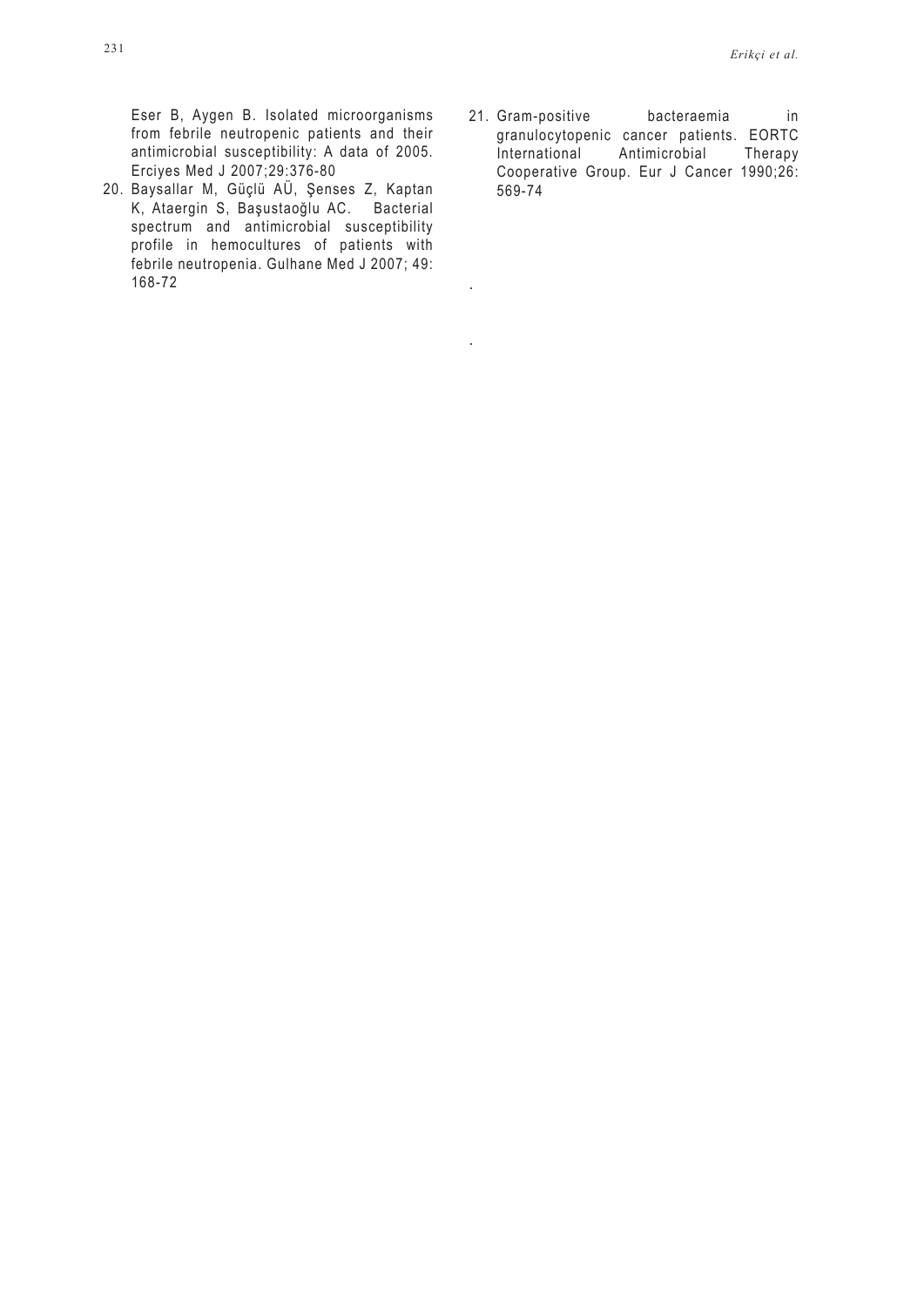Eser B, Aygen B. Isolated microorganisms from febrile neutropenic patients and their antimicrobial susceptibility: A data of 2005. Erciyes Med J 2007;29:376-80

20. Baysallar M, Güçlü AÜ, Şenses Z, Kaptan K, Ataergin S, Başustaoğlu AC. Bacterial spectrum and antimicrobial susceptibility profile in hemocultures of patients with febrile neutropenia. Gulhane Med J 2007; 49: 168-72

21. Gram-positive bacteraemia in granulocytopenic cancer patients. EORTC International Antimicrobial Therapy Cooperative Group. Eur J Cancer 1990;26: 569-74